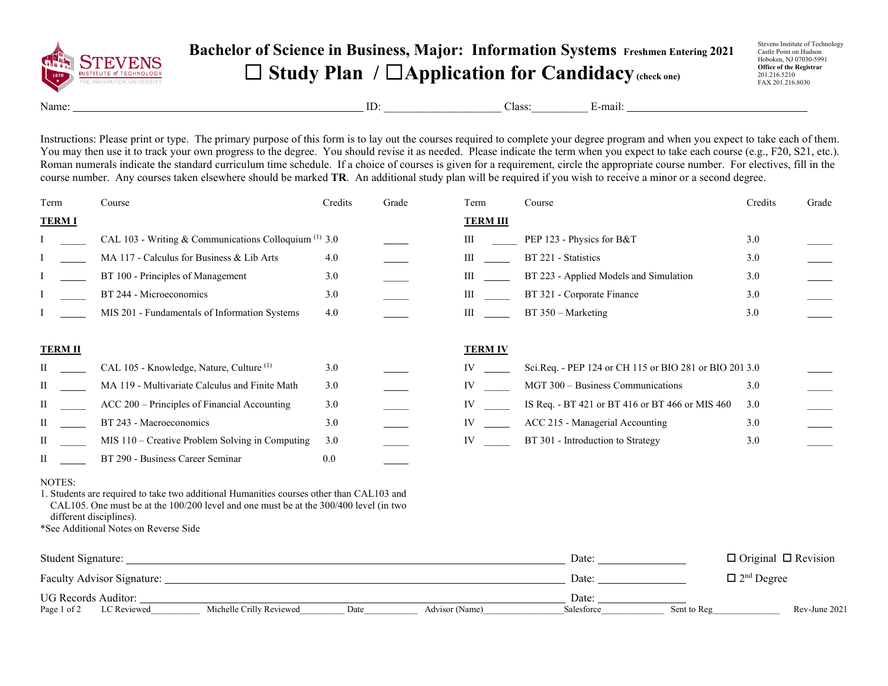# Bachelor of Science in Business, Major: Information Systems Freshmen Entering 2021

## ☐ Study Plan / ☐Application for Candidacy (check one)

Stevens Institute of Technology
Castle Point on Hudson
Hoboken, NJ 07030-5991
**Office of the Registrar**
201.216.5210
FAX 201.216.8030

Name: ______________________ ID: ____________ Class:__________ E-mail: ______________________

Instructions: Please print or type. The primary purpose of this form is to lay out the courses required to complete your degree program and when you expect to take each of them. You may then use it to track your own progress to the degree. You should revise it as needed. Please indicate the term when you expect to take each course (e.g., F20, S21, etc.). Roman numerals indicate the standard curriculum time schedule. If a choice of courses is given for a requirement, circle the appropriate course number. For electives, fill in the course number. Any courses taken elsewhere should be marked **TR**. An additional study plan will be required if you wish to receive a minor or a second degree.

| Term | | Course | Credits | Grade |
|---|---|---|---|---|
| **TERM I** | | | | |
| I | _____ | CAL 103 - Writing & Communications Colloquium [1] | 3.0 | _____ |
| I | _____ | MA 117 - Calculus for Business & Lib Arts | 4.0 | _____ |
| I | _____ | BT 100 - Principles of Management | 3.0 | _____ |
| I | _____ | BT 244 - Microeconomics | 3.0 | _____ |
| I | _____ | MIS 201 - Fundamentals of Information Systems | 4.0 | _____ |
| **TERM II** | | | | |
| II | _____ | CAL 105 - Knowledge, Nature, Culture [1] | 3.0 | _____ |
| II | _____ | MA 119 - Multivariate Calculus and Finite Math | 3.0 | _____ |
| II | _____ | ACC 200 – Principles of Financial Accounting | 3.0 | _____ |
| II | _____ | BT 243 - Macroeconomics | 3.0 | _____ |
| II | _____ | MIS 110 – Creative Problem Solving in Computing | 3.0 | _____ |
| II | _____ | BT 290 - Business Career Seminar | 0.0 | _____ |
| **TERM III** | | | | |
| III | _____ | PEP 123 - Physics for B&T | 3.0 | _____ |
| III | _____ | BT 221 - Statistics | 3.0 | _____ |
| III | _____ | BT 223 - Applied Models and Simulation | 3.0 | _____ |
| III | _____ | BT 321 - Corporate Finance | 3.0 | _____ |
| III | _____ | BT 350 – Marketing | 3.0 | _____ |
| **TERM IV** | | | | |
| IV | _____ | Sci.Req. - PEP 124 or CH 115 or BIO 281 or BIO 201 | 3.0 | _____ |
| IV | _____ | MGT 300 – Business Communications | 3.0 | _____ |
| IV | _____ | IS Req. - BT 421 or BT 416 or BT 466 or MIS 460 | 3.0 | _____ |
| IV | _____ | ACC 215 - Managerial Accounting | 3.0 | _____ |
| IV | _____ | BT 301 - Introduction to Strategy | 3.0 | _____ |

NOTES:
1. Students are required to take two additional Humanities courses other than CAL103 and CAL105. One must be at the 100/200 level and one must be at the 300/400 level (in two different disciplines).

*See Additional Notes on Reverse Side

Student Signature: ______________________ Date: __________ ☐ Original ☐ Revision

Faculty Advisor Signature: ______________________ Date: __________ ☐ 2nd Degree

UG Records Auditor: ______________________ Date: __________

LC Reviewed__________ Michelle Crilly Reviewed_________ Date___________ Advisor (Name)________________ Salesforce_____________ Sent to Reg______________ Rev-June 2021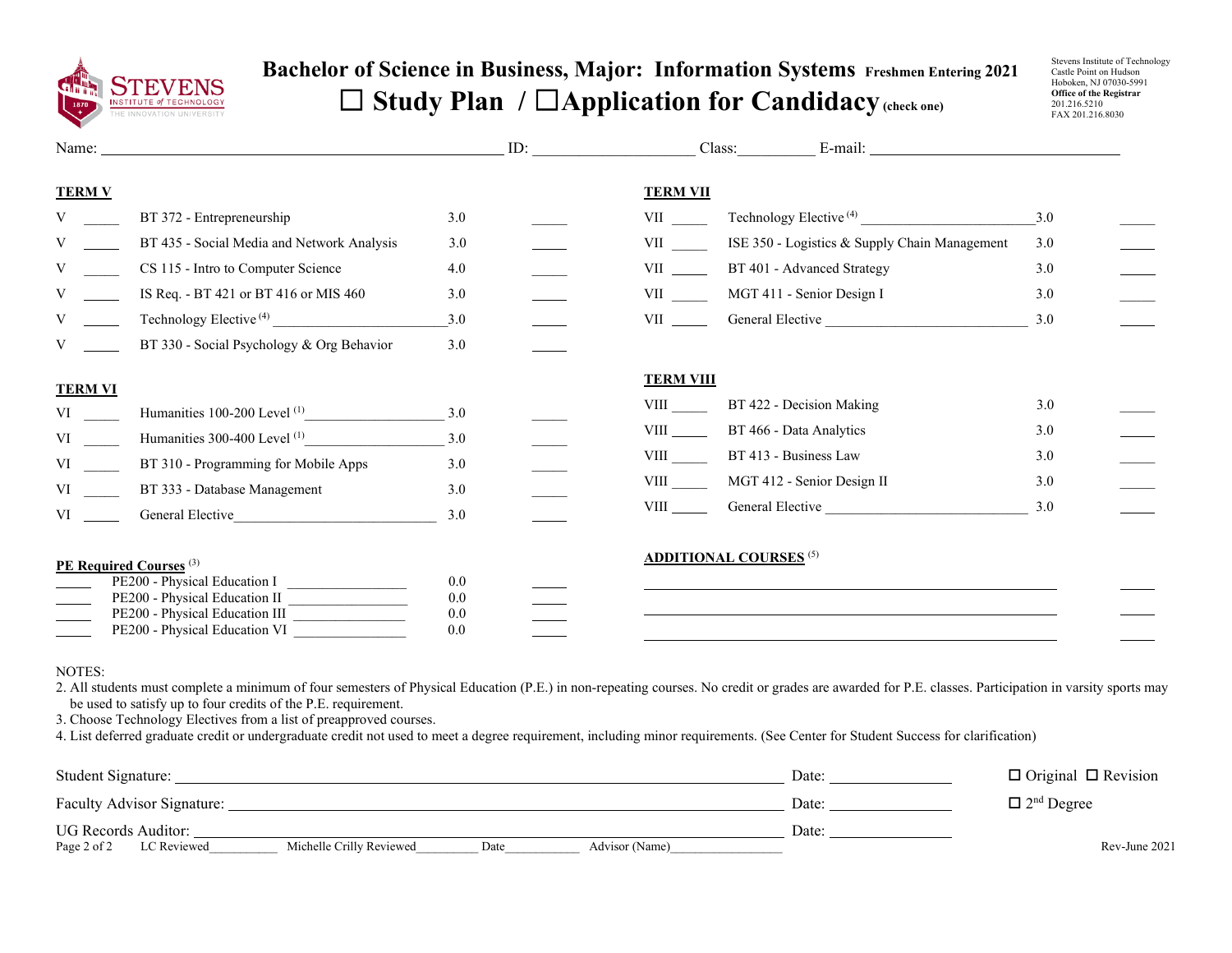# Bachelor of Science in Business, Major: Information Systems Freshmen Entering 2021

## ☐ Study Plan / ☐Application for Candidacy (check one)

Stevens Institute of Technology
Castle Point on Hudson
Hoboken, NJ 07030-5991
**Office of the Registrar**
201.216.5210
FAX 201.216.8030

Name: ______________________ ID: ____________ Class:__________ E-mail: ______________________

**TERM V**

| | | | | |
|---|---|---|---|---|
| V | _____ | BT 372 - Entrepreneurship | 3.0 | _____ |
| V | _____ | BT 435 - Social Media and Network Analysis | 3.0 | _____ |
| V | _____ | CS 115 - Intro to Computer Science | 4.0 | _____ |
| V | _____ | IS Req. - BT 421 or BT 416 or MIS 460 | 3.0 | _____ |
| V | _____ | Technology Elective [4] ____________________ | 3.0 | _____ |
| V | _____ | BT 330 - Social Psychology & Org Behavior | 3.0 | _____ |

**TERM VI**

| | | | | |
|---|---|---|---|---|
| VI | _____ | Humanities 100-200 Level [1] ________________ | 3.0 | _____ |
| VI | _____ | Humanities 300-400 Level [1] ________________ | 3.0 | _____ |
| VI | _____ | BT 310 - Programming for Mobile Apps | 3.0 | _____ |
| VI | _____ | BT 333 - Database Management | 3.0 | _____ |
| VI | _____ | General Elective ________________________ | 3.0 | _____ |

**PE Required Courses** [3]

| | | | |
|---|---|---|---|
| _____ | PE200 - Physical Education I ______________ | 0.0 | _____ |
| _____ | PE200 - Physical Education II ______________ | 0.0 | _____ |
| _____ | PE200 - Physical Education III ______________ | 0.0 | _____ |
| _____ | PE200 - Physical Education VI ______________ | 0.0 | _____ |

**TERM VII**

| | | | | |
|---|---|---|---|---|
| VII | _____ | Technology Elective [4] ____________________ | 3.0 | _____ |
| VII | _____ | ISE 350 - Logistics & Supply Chain Management | 3.0 | _____ |
| VII | _____ | BT 401 - Advanced Strategy | 3.0 | _____ |
| VII | _____ | MGT 411 - Senior Design I | 3.0 | _____ |
| VII | _____ | General Elective ________________________ | 3.0 | _____ |

**TERM VIII**

| | | | | |
|---|---|---|---|---|
| VIII | _____ | BT 422 - Decision Making | 3.0 | _____ |
| VIII | _____ | BT 466 - Data Analytics | 3.0 | _____ |
| VIII | _____ | BT 413 - Business Law | 3.0 | _____ |
| VIII | _____ | MGT 412 - Senior Design II | 3.0 | _____ |
| VIII | _____ | General Elective ________________________ | 3.0 | _____ |

**ADDITIONAL COURSES** [5]

______________________________________________ _____
______________________________________________ _____
______________________________________________ _____

NOTES:
2. All students must complete a minimum of four semesters of Physical Education (P.E.) in non-repeating courses. No credit or grades are awarded for P.E. classes. Participation in varsity sports may be used to satisfy up to four credits of the P.E. requirement.
3. Choose Technology Electives from a list of preapproved courses.
4. List deferred graduate credit or undergraduate credit not used to meet a degree requirement, including minor requirements. (See Center for Student Success for clarification)

Student Signature: ______________________________ Date: ____________ ☐ Original ☐ Revision

Faculty Advisor Signature: ______________________________ Date: ____________ ☐ 2nd Degree

UG Records Auditor: ______________________________ Date: ____________

LC Reviewed__________ Michelle Crilly Reviewed_________ Date___________ Advisor (Name)_________________

Rev-June 2021